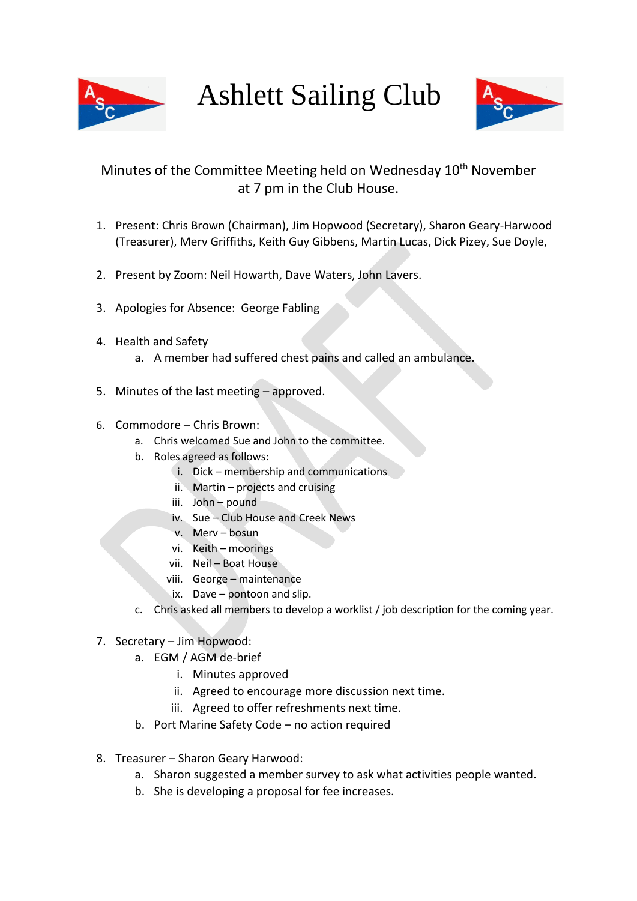# Ashlett Sailing Club

Minutes of the Committee Meeting held on Wednesday 10th November at 7 pm in the Club House.

1. Present: Chris Brown (Chairman), Jim Hopwood (Secretary), Sharon Geary-Harwood (Treasurer), Merv Griffiths, Keith Guy Gibbens, Martin Lucas, Dick Pizey, Sue Doyle,

2. Present by Zoom: Neil Howarth, Dave Waters, John Lavers.

3. Apologies for Absence: George Fabling

4. Health and Safety
   a. A member had suffered chest pains and called an ambulance.

5. Minutes of the last meeting – approved.

6. Commodore – Chris Brown:
   a. Chris welcomed Sue and John to the committee.
   b. Roles agreed as follows:
      i. Dick – membership and communications
      ii. Martin – projects and cruising
      iii. John – pound
      iv. Sue – Club House and Creek News
      v. Merv – bosun
      vi. Keith – moorings
      vii. Neil – Boat House
      viii. George – maintenance
      ix. Dave – pontoon and slip.
   c. Chris asked all members to develop a worklist / job description for the coming year.

7. Secretary – Jim Hopwood:
   a. EGM / AGM de-brief
      i. Minutes approved
      ii. Agreed to encourage more discussion next time.
      iii. Agreed to offer refreshments next time.
   b. Port Marine Safety Code – no action required

8. Treasurer – Sharon Geary Harwood:
   a. Sharon suggested a member survey to ask what activities people wanted.
   b. She is developing a proposal for fee increases.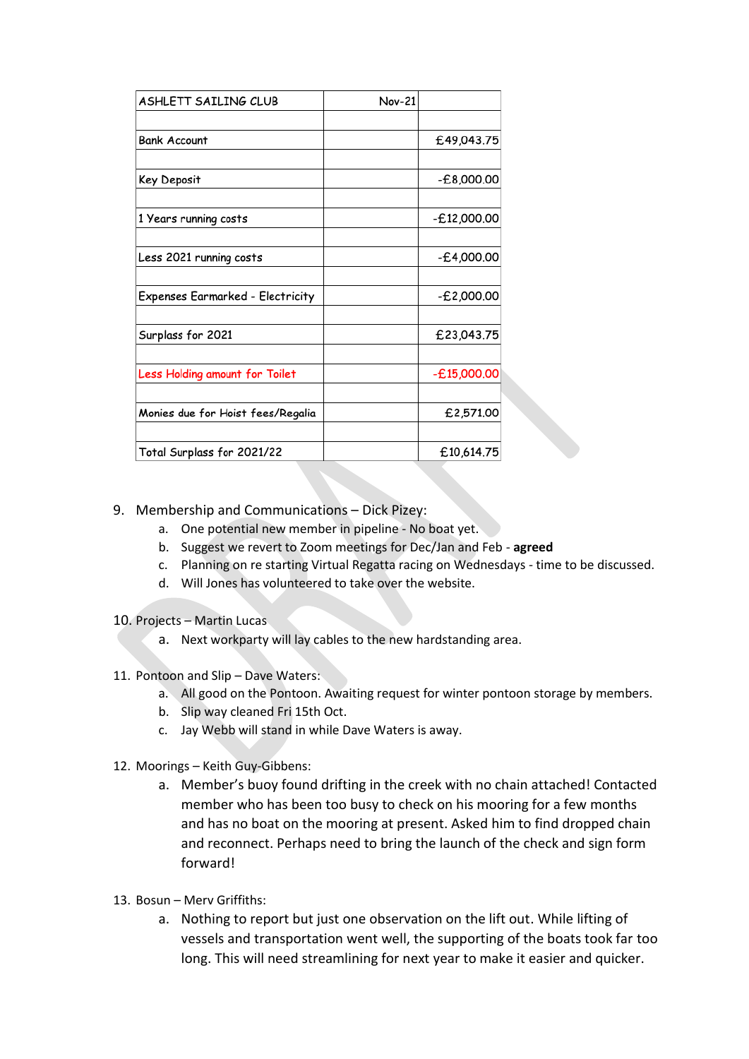| ASHLETT SAILING CLUB | Nov-21 | |
|---|---|---|
| | | |
| Bank Account | | £49,043.75 |
| | | |
| Key Deposit | | -£8,000.00 |
| | | |
| 1 Years running costs | | -£12,000.00 |
| | | |
| Less 2021 running costs | | -£4,000.00 |
| | | |
| Expenses Earmarked - Electricity | | -£2,000.00 |
| | | |
| Surplass for 2021 | | £23,043.75 |
| | | |
| Less Holding amount for Toilet | | -£15,000.00 |
| | | |
| Monies due for Hoist fees/Regalia | | £2,571.00 |
| | | |
| Total Surplass for 2021/22 | | £10,614.75 |

9. Membership and Communications – Dick Pizey:
    a. One potential new member in pipeline - No boat yet.
    b. Suggest we revert to Zoom meetings for Dec/Jan and Feb - **agreed**
    c. Planning on re starting Virtual Regatta racing on Wednesdays - time to be discussed.
    d. Will Jones has volunteered to take over the website.

10. Projects – Martin Lucas
    a. Next workparty will lay cables to the new hardstanding area.

11. Pontoon and Slip – Dave Waters:
    a. All good on the Pontoon. Awaiting request for winter pontoon storage by members.
    b. Slip way cleaned Fri 15th Oct.
    c. Jay Webb will stand in while Dave Waters is away.

12. Moorings – Keith Guy-Gibbens:
    a. Member's buoy found drifting in the creek with no chain attached! Contacted member who has been too busy to check on his mooring for a few months and has no boat on the mooring at present. Asked him to find dropped chain and reconnect. Perhaps need to bring the launch of the check and sign form forward!

13. Bosun – Merv Griffiths:
    a. Nothing to report but just one observation on the lift out. While lifting of vessels and transportation went well, the supporting of the boats took far too long. This will need streamlining for next year to make it easier and quicker.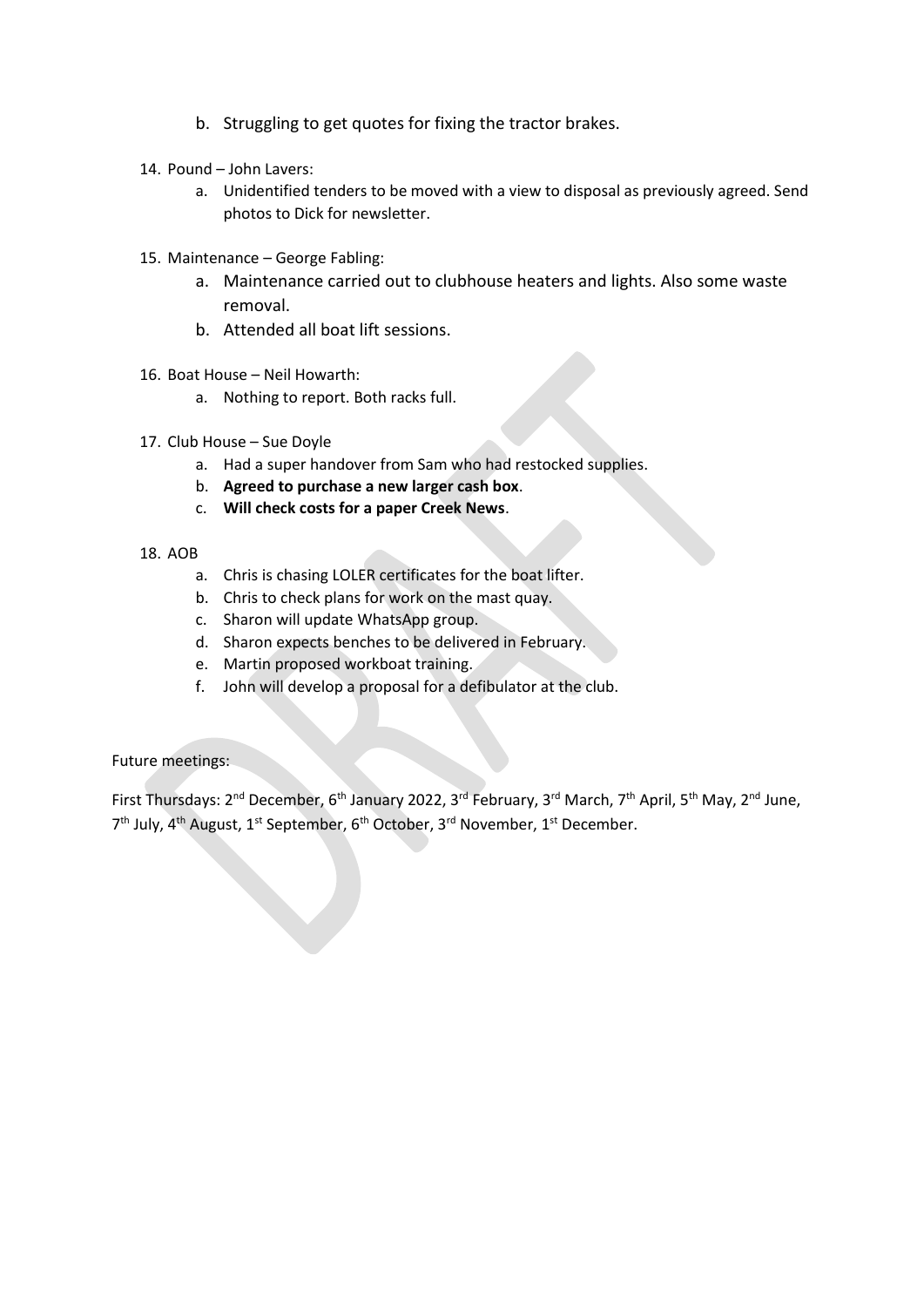b. Struggling to get quotes for fixing the tractor brakes.

14. Pound – John Lavers:
    a. Unidentified tenders to be moved with a view to disposal as previously agreed. Send photos to Dick for newsletter.

15. Maintenance – George Fabling:
    a. Maintenance carried out to clubhouse heaters and lights. Also some waste removal.
    b. Attended all boat lift sessions.

16. Boat House – Neil Howarth:
    a. Nothing to report. Both racks full.

17. Club House – Sue Doyle
    a. Had a super handover from Sam who had restocked supplies.
    b. **Agreed to purchase a new larger cash box**.
    c. **Will check costs for a paper Creek News**.

18. AOB
    a. Chris is chasing LOLER certificates for the boat lifter.
    b. Chris to check plans for work on the mast quay.
    c. Sharon will update WhatsApp group.
    d. Sharon expects benches to be delivered in February.
    e. Martin proposed workboat training.
    f. John will develop a proposal for a defibulator at the club.

Future meetings:

First Thursdays: 2nd December, 6th January 2022, 3rd February, 3rd March, 7th April, 5th May, 2nd June, 7th July, 4th August, 1st September, 6th October, 3rd November, 1st December.